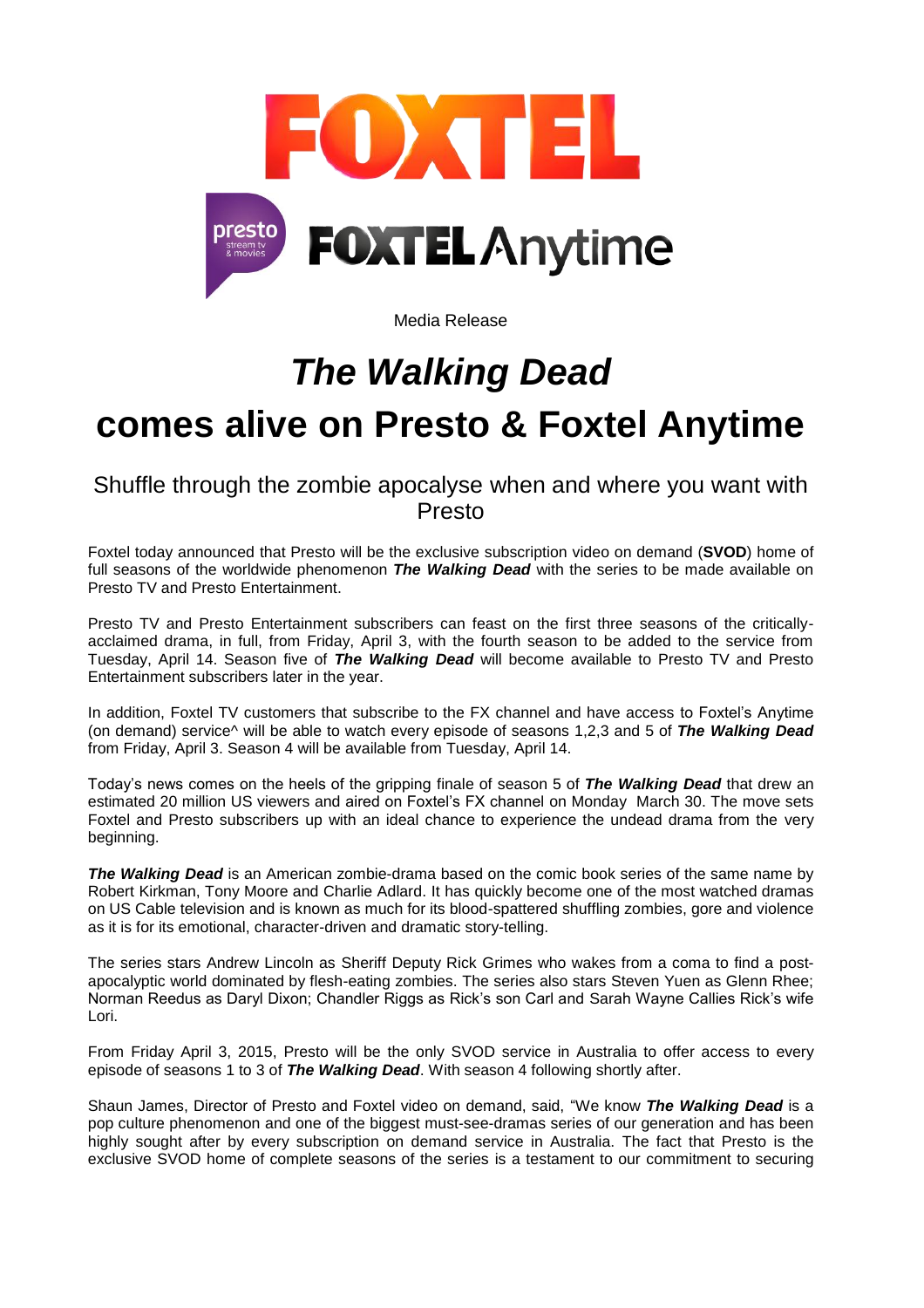Media Release

# *The Walking Dead* comes alive on Presto & Foxtel Anytime

## Shuffle through the zombie apocalyse when and where you want with Presto

Foxtel today announced that Presto will be the exclusive subscription video on demand (**SVOD**) home of full seasons of the worldwide phenomenon ***The Walking Dead*** with the series to be made available on Presto TV and Presto Entertainment.

Presto TV and Presto Entertainment subscribers can feast on the first three seasons of the critically-acclaimed drama, in full, from Friday, April 3, with the fourth season to be added to the service from Tuesday, April 14. Season five of ***The Walking Dead*** will become available to Presto TV and Presto Entertainment subscribers later in the year.

In addition, Foxtel TV customers that subscribe to the FX channel and have access to Foxtel's Anytime (on demand) service^ will be able to watch every episode of seasons 1,2,3 and 5 of ***The Walking Dead*** from Friday, April 3. Season 4 will be available from Tuesday, April 14.

Today's news comes on the heels of the gripping finale of season 5 of ***The Walking Dead*** that drew an estimated 20 million US viewers and aired on Foxtel's FX channel on Monday March 30. The move sets Foxtel and Presto subscribers up with an ideal chance to experience the undead drama from the very beginning.

***The Walking Dead*** is an American zombie-drama based on the comic book series of the same name by Robert Kirkman, Tony Moore and Charlie Adlard. It has quickly become one of the most watched dramas on US Cable television and is known as much for its blood-spattered shuffling zombies, gore and violence as it is for its emotional, character-driven and dramatic story-telling.

The series stars Andrew Lincoln as Sheriff Deputy Rick Grimes who wakes from a coma to find a post-apocalyptic world dominated by flesh-eating zombies. The series also stars Steven Yuen as Glenn Rhee; Norman Reedus as Daryl Dixon; Chandler Riggs as Rick's son Carl and Sarah Wayne Callies Rick's wife Lori.

From Friday April 3, 2015, Presto will be the only SVOD service in Australia to offer access to every episode of seasons 1 to 3 of ***The Walking Dead***. With season 4 following shortly after.

Shaun James, Director of Presto and Foxtel video on demand, said, "We know ***The Walking Dead*** is a pop culture phenomenon and one of the biggest must-see-dramas series of our generation and has been highly sought after by every subscription on demand service in Australia. The fact that Presto is the exclusive SVOD home of complete seasons of the series is a testament to our commitment to securing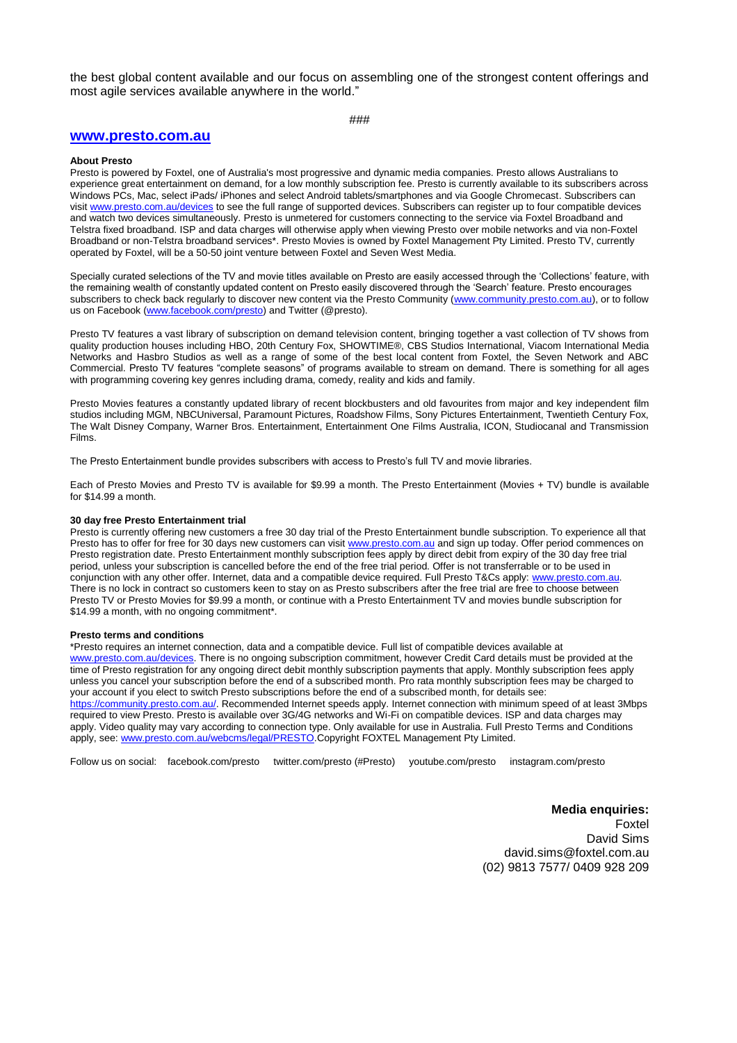the best global content available and our focus on assembling one of the strongest content offerings and most agile services available anywhere in the world."

###

**[www.presto.com.au](www.presto.com.au)**

**About Presto**

Presto is powered by Foxtel, one of Australia's most progressive and dynamic media companies. Presto allows Australians to experience great entertainment on demand, for a low monthly subscription fee. Presto is currently available to its subscribers across Windows PCs, Mac, select iPads/ iPhones and select Android tablets/smartphones and via Google Chromecast. Subscribers can visit www.presto.com.au/devices to see the full range of supported devices. Subscribers can register up to four compatible devices and watch two devices simultaneously. Presto is unmetered for customers connecting to the service via Foxtel Broadband and Telstra fixed broadband. ISP and data charges will otherwise apply when viewing Presto over mobile networks and via non-Foxtel Broadband or non-Telstra broadband services*. Presto Movies is owned by Foxtel Management Pty Limited. Presto TV, currently operated by Foxtel, will be a 50-50 joint venture between Foxtel and Seven West Media.

Specially curated selections of the TV and movie titles available on Presto are easily accessed through the 'Collections' feature, with the remaining wealth of constantly updated content on Presto easily discovered through the 'Search' feature. Presto encourages subscribers to check back regularly to discover new content via the Presto Community (www.community.presto.com.au), or to follow us on Facebook (www.facebook.com/presto) and Twitter (@presto).

Presto TV features a vast library of subscription on demand television content, bringing together a vast collection of TV shows from quality production houses including HBO, 20th Century Fox, SHOWTIME®, CBS Studios International, Viacom International Media Networks and Hasbro Studios as well as a range of some of the best local content from Foxtel, the Seven Network and ABC Commercial. Presto TV features "complete seasons" of programs available to stream on demand. There is something for all ages with programming covering key genres including drama, comedy, reality and kids and family.

Presto Movies features a constantly updated library of recent blockbusters and old favourites from major and key independent film studios including MGM, NBCUniversal, Paramount Pictures, Roadshow Films, Sony Pictures Entertainment, Twentieth Century Fox, The Walt Disney Company, Warner Bros. Entertainment, Entertainment One Films Australia, ICON, Studiocanal and Transmission Films.

The Presto Entertainment bundle provides subscribers with access to Presto's full TV and movie libraries.

Each of Presto Movies and Presto TV is available for $9.99 a month. The Presto Entertainment (Movies + TV) bundle is available for $14.99 a month.

**30 day free Presto Entertainment trial**

Presto is currently offering new customers a free 30 day trial of the Presto Entertainment bundle subscription. To experience all that Presto has to offer for free for 30 days new customers can visit www.presto.com.au and sign up today. Offer period commences on Presto registration date. Presto Entertainment monthly subscription fees apply by direct debit from expiry of the 30 day free trial period, unless your subscription is cancelled before the end of the free trial period. Offer is not transferrable or to be used in conjunction with any other offer. Internet, data and a compatible device required. Full Presto T&Cs apply: www.presto.com.au. There is no lock in contract so customers keen to stay on as Presto subscribers after the free trial are free to choose between Presto TV or Presto Movies for $9.99 a month, or continue with a Presto Entertainment TV and movies bundle subscription for $14.99 a month, with no ongoing commitment*.

**Presto terms and conditions**

*Presto requires an internet connection, data and a compatible device. Full list of compatible devices available at www.presto.com.au/devices. There is no ongoing subscription commitment, however Credit Card details must be provided at the time of Presto registration for any ongoing direct debit monthly subscription payments that apply. Monthly subscription fees apply unless you cancel your subscription before the end of a subscribed month. Pro rata monthly subscription fees may be charged to your account if you elect to switch Presto subscriptions before the end of a subscribed month, for details see: https://community.presto.com.au/. Recommended Internet speeds apply. Internet connection with minimum speed of at least 3Mbps required to view Presto. Presto is available over 3G/4G networks and Wi-Fi on compatible devices. ISP and data charges may apply. Video quality may vary according to connection type. Only available for use in Australia. Full Presto Terms and Conditions apply, see: www.presto.com.au/webcms/legal/PRESTO.Copyright FOXTEL Management Pty Limited.

Follow us on social: facebook.com/presto twitter.com/presto (#Presto) youtube.com/presto instagram.com/presto

**Media enquiries:**
Foxtel
David Sims
david.sims@foxtel.com.au
(02) 9813 7577/ 0409 928 209